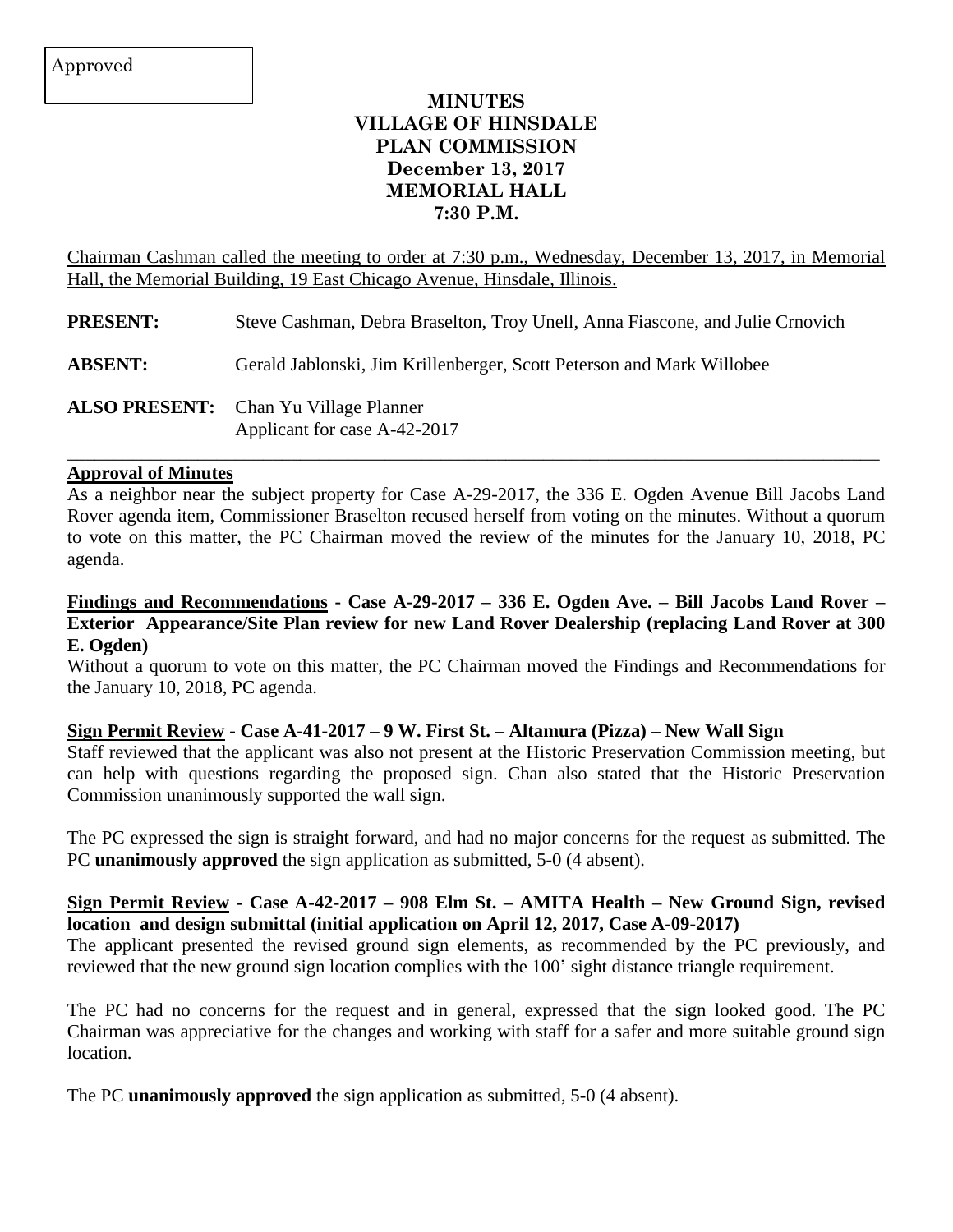Approved

# MINUTES
# VILLAGE OF HINSDALE
# PLAN COMMISSION
# December 13, 2017
# MEMORIAL HALL
# 7:30 P.M.

Chairman Cashman called the meeting to order at 7:30 p.m., Wednesday, December 13, 2017, in Memorial Hall, the Memorial Building, 19 East Chicago Avenue, Hinsdale, Illinois.

**PRESENT:** Steve Cashman, Debra Braselton, Troy Unell, Anna Fiascone, and Julie Crnovich

**ABSENT:** Gerald Jablonski, Jim Krillenberger, Scott Peterson and Mark Willobee

**ALSO PRESENT:** Chan Yu Village Planner
Applicant for case A-42-2017

---

**Approval of Minutes**

As a neighbor near the subject property for Case A-29-2017, the 336 E. Ogden Avenue Bill Jacobs Land Rover agenda item, Commissioner Braselton recused herself from voting on the minutes. Without a quorum to vote on this matter, the PC Chairman moved the review of the minutes for the January 10, 2018, PC agenda.

**Findings and Recommendations - Case A-29-2017 – 336 E. Ogden Ave. – Bill Jacobs Land Rover – Exterior Appearance/Site Plan review for new Land Rover Dealership (replacing Land Rover at 300 E. Ogden)**

Without a quorum to vote on this matter, the PC Chairman moved the Findings and Recommendations for the January 10, 2018, PC agenda.

**Sign Permit Review - Case A-41-2017 – 9 W. First St. – Altamura (Pizza) – New Wall Sign**

Staff reviewed that the applicant was also not present at the Historic Preservation Commission meeting, but can help with questions regarding the proposed sign. Chan also stated that the Historic Preservation Commission unanimously supported the wall sign.

The PC expressed the sign is straight forward, and had no major concerns for the request as submitted. The PC **unanimously approved** the sign application as submitted, 5-0 (4 absent).

**Sign Permit Review - Case A-42-2017 – 908 Elm St. – AMITA Health – New Ground Sign, revised location and design submittal (initial application on April 12, 2017, Case A-09-2017)**

The applicant presented the revised ground sign elements, as recommended by the PC previously, and reviewed that the new ground sign location complies with the 100' sight distance triangle requirement.

The PC had no concerns for the request and in general, expressed that the sign looked good. The PC Chairman was appreciative for the changes and working with staff for a safer and more suitable ground sign location.

The PC **unanimously approved** the sign application as submitted, 5-0 (4 absent).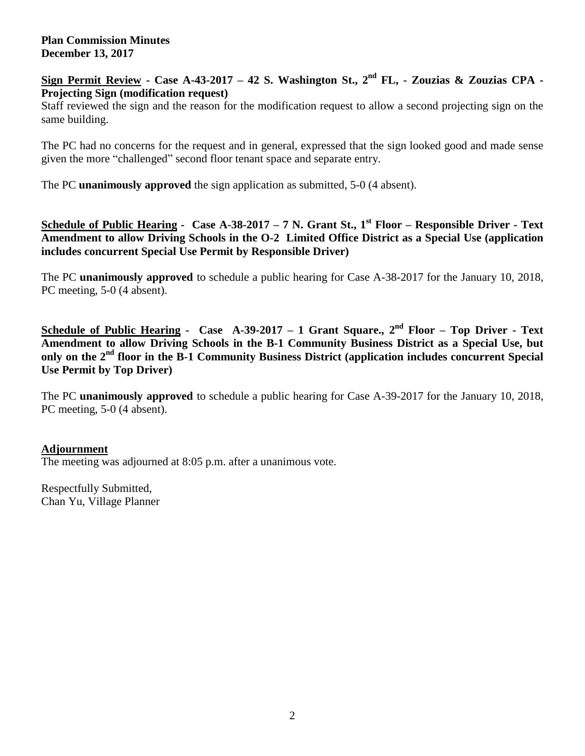**Plan Commission Minutes**
**December 13, 2017**

**Sign Permit Review - Case A-43-2017 – 42 S. Washington St., 2nd FL, - Zouzias & Zouzias CPA - Projecting Sign (modification request)**

Staff reviewed the sign and the reason for the modification request to allow a second projecting sign on the same building.

The PC had no concerns for the request and in general, expressed that the sign looked good and made sense given the more "challenged" second floor tenant space and separate entry.

The PC **unanimously approved** the sign application as submitted, 5-0 (4 absent).

**Schedule of Public Hearing - Case A-38-2017 – 7 N. Grant St., 1st Floor – Responsible Driver - Text Amendment to allow Driving Schools in the O-2 Limited Office District as a Special Use (application includes concurrent Special Use Permit by Responsible Driver)**

The PC **unanimously approved** to schedule a public hearing for Case A-38-2017 for the January 10, 2018, PC meeting, 5-0 (4 absent).

**Schedule of Public Hearing - Case A-39-2017 – 1 Grant Square., 2nd Floor – Top Driver - Text Amendment to allow Driving Schools in the B-1 Community Business District as a Special Use, but only on the 2nd floor in the B-1 Community Business District (application includes concurrent Special Use Permit by Top Driver)**

The PC **unanimously approved** to schedule a public hearing for Case A-39-2017 for the January 10, 2018, PC meeting, 5-0 (4 absent).

**Adjournment**

The meeting was adjourned at 8:05 p.m. after a unanimous vote.

Respectfully Submitted,
Chan Yu, Village Planner